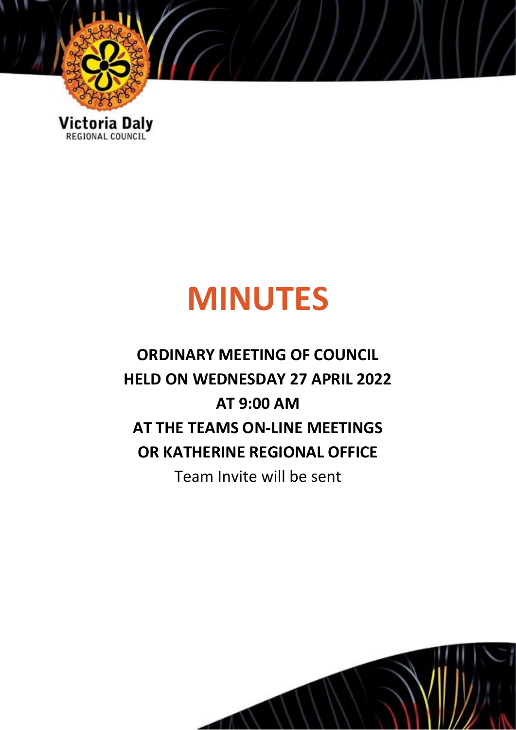Victoria Daly
REGIONAL COUNCIL

# MINUTES

## ORDINARY MEETING OF COUNCIL
## HELD ON WEDNESDAY 27 APRIL 2022
## AT 9:00 AM
## AT THE TEAMS ON-LINE MEETINGS
## OR KATHERINE REGIONAL OFFICE

Team Invite will be sent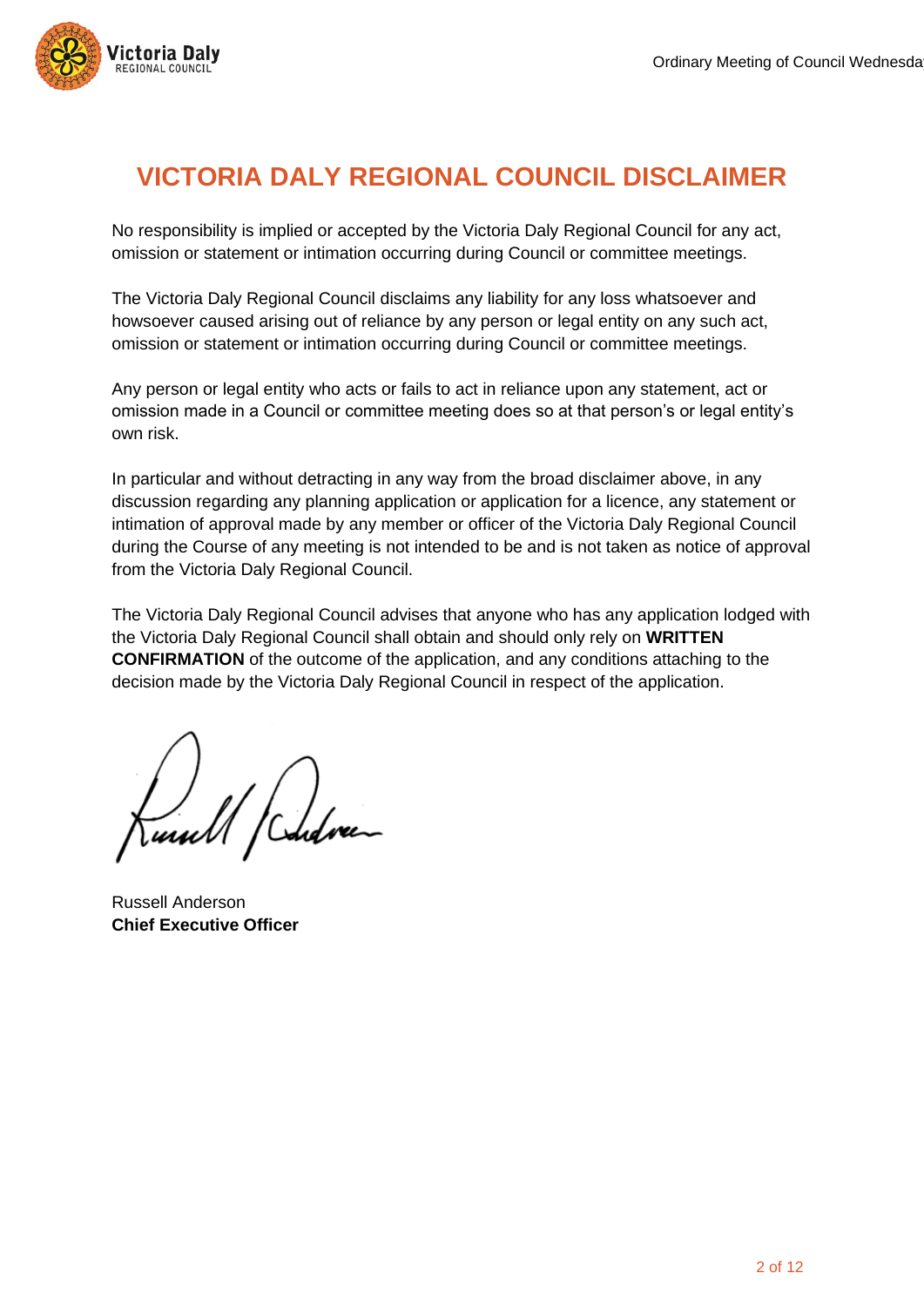# VICTORIA DALY REGIONAL COUNCIL DISCLAIMER

No responsibility is implied or accepted by the Victoria Daly Regional Council for any act, omission or statement or intimation occurring during Council or committee meetings.

The Victoria Daly Regional Council disclaims any liability for any loss whatsoever and howsoever caused arising out of reliance by any person or legal entity on any such act, omission or statement or intimation occurring during Council or committee meetings.

Any person or legal entity who acts or fails to act in reliance upon any statement, act or omission made in a Council or committee meeting does so at that person's or legal entity's own risk.

In particular and without detracting in any way from the broad disclaimer above, in any discussion regarding any planning application or application for a licence, any statement or intimation of approval made by any member or officer of the Victoria Daly Regional Council during the Course of any meeting is not intended to be and is not taken as notice of approval from the Victoria Daly Regional Council.

The Victoria Daly Regional Council advises that anyone who has any application lodged with the Victoria Daly Regional Council shall obtain and should only rely on **WRITTEN CONFIRMATION** of the outcome of the application, and any conditions attaching to the decision made by the Victoria Daly Regional Council in respect of the application.

Russell Anderson
**Chief Executive Officer**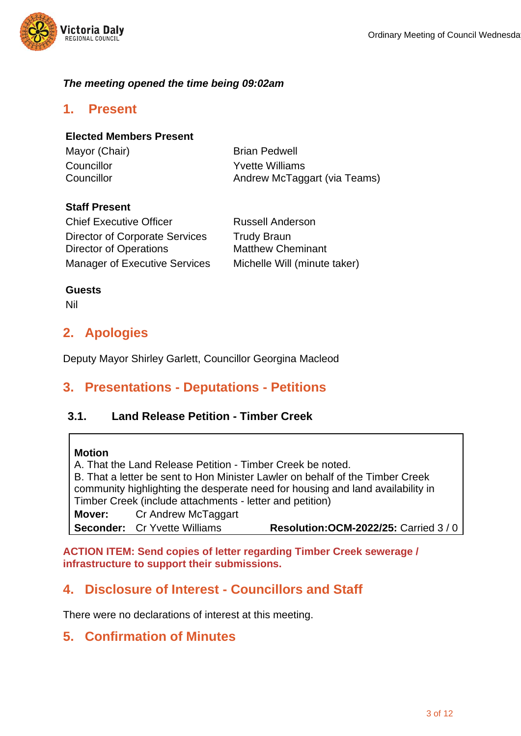***The meeting opened the time being 09:02am***

## 1. Present

**Elected Members Present**

| | |
|---|---|
| Mayor (Chair) | Brian Pedwell |
| Councillor | Yvette Williams |
| Councillor | Andrew McTaggart (via Teams) |

**Staff Present**

| | |
|---|---|
| Chief Executive Officer | Russell Anderson |
| Director of Corporate Services | Trudy Braun |
| Director of Operations | Matthew Cheminant |
| Manager of Executive Services | Michelle Will (minute taker) |

**Guests**

Nil

## 2. Apologies

Deputy Mayor Shirley Garlett, Councillor Georgina Macleod

## 3. Presentations - Deputations - Petitions

### 3.1. Land Release Petition - Timber Creek

**Motion**

A. That the Land Release Petition - Timber Creek be noted.

B. That a letter be sent to Hon Minister Lawler on behalf of the Timber Creek community highlighting the desperate need for housing and land availability in Timber Creek (include attachments - letter and petition)

**Mover:** Cr Andrew McTaggart

**Seconder:** Cr Yvette Williams **Resolution:OCM-2022/25:** Carried 3 / 0

**ACTION ITEM: Send copies of letter regarding Timber Creek sewerage / infrastructure to support their submissions.**

## 4. Disclosure of Interest - Councillors and Staff

There were no declarations of interest at this meeting.

## 5. Confirmation of Minutes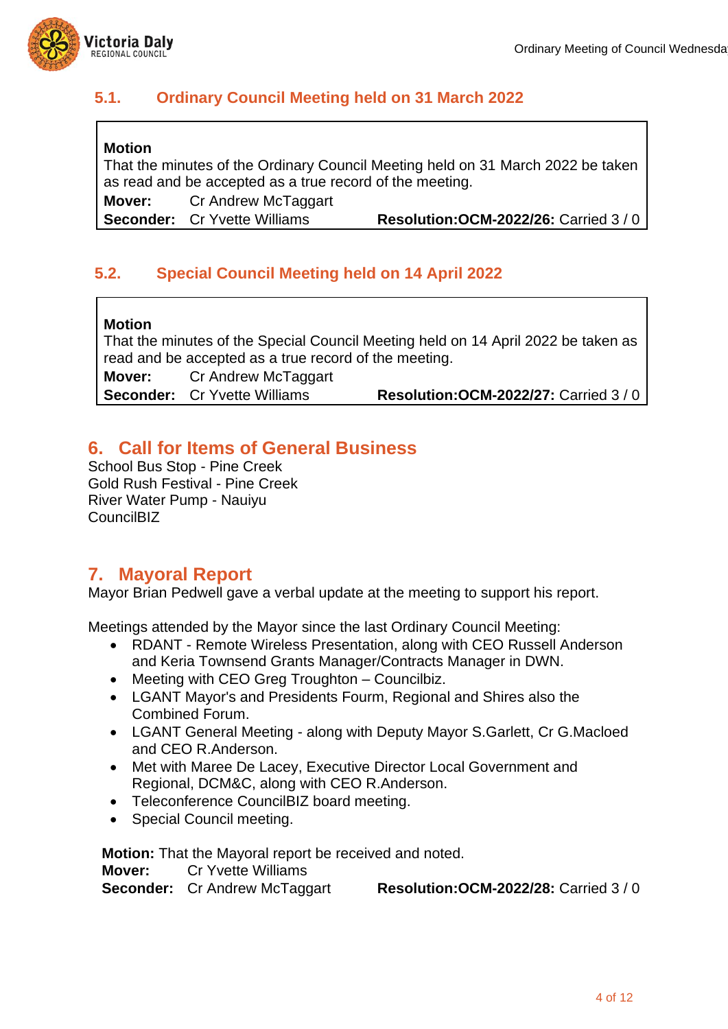### 5.1. Ordinary Council Meeting held on 31 March 2022

**Motion**
That the minutes of the Ordinary Council Meeting held on 31 March 2022 be taken as read and be accepted as a true record of the meeting.
**Mover:** Cr Andrew McTaggart
**Seconder:** Cr Yvette Williams **Resolution:OCM-2022/26:** Carried 3 / 0

### 5.2. Special Council Meeting held on 14 April 2022

**Motion**
That the minutes of the Special Council Meeting held on 14 April 2022 be taken as read and be accepted as a true record of the meeting.
**Mover:** Cr Andrew McTaggart
**Seconder:** Cr Yvette Williams **Resolution:OCM-2022/27:** Carried 3 / 0

## 6. Call for Items of General Business

School Bus Stop - Pine Creek
Gold Rush Festival - Pine Creek
River Water Pump - Nauiyu
CouncilBIZ

## 7. Mayoral Report

Mayor Brian Pedwell gave a verbal update at the meeting to support his report.

Meetings attended by the Mayor since the last Ordinary Council Meeting:

- RDANT - Remote Wireless Presentation, along with CEO Russell Anderson and Keria Townsend Grants Manager/Contracts Manager in DWN.
- Meeting with CEO Greg Troughton – Councilbiz.
- LGANT Mayor's and Presidents Fourm, Regional and Shires also the Combined Forum.
- LGANT General Meeting - along with Deputy Mayor S.Garlett, Cr G.Macloed and CEO R.Anderson.
- Met with Maree De Lacey, Executive Director Local Government and Regional, DCM&C, along with CEO R.Anderson.
- Teleconference CouncilBIZ board meeting.
- Special Council meeting.

**Motion:** That the Mayoral report be received and noted.
**Mover:** Cr Yvette Williams
**Seconder:** Cr Andrew McTaggart **Resolution:OCM-2022/28:** Carried 3 / 0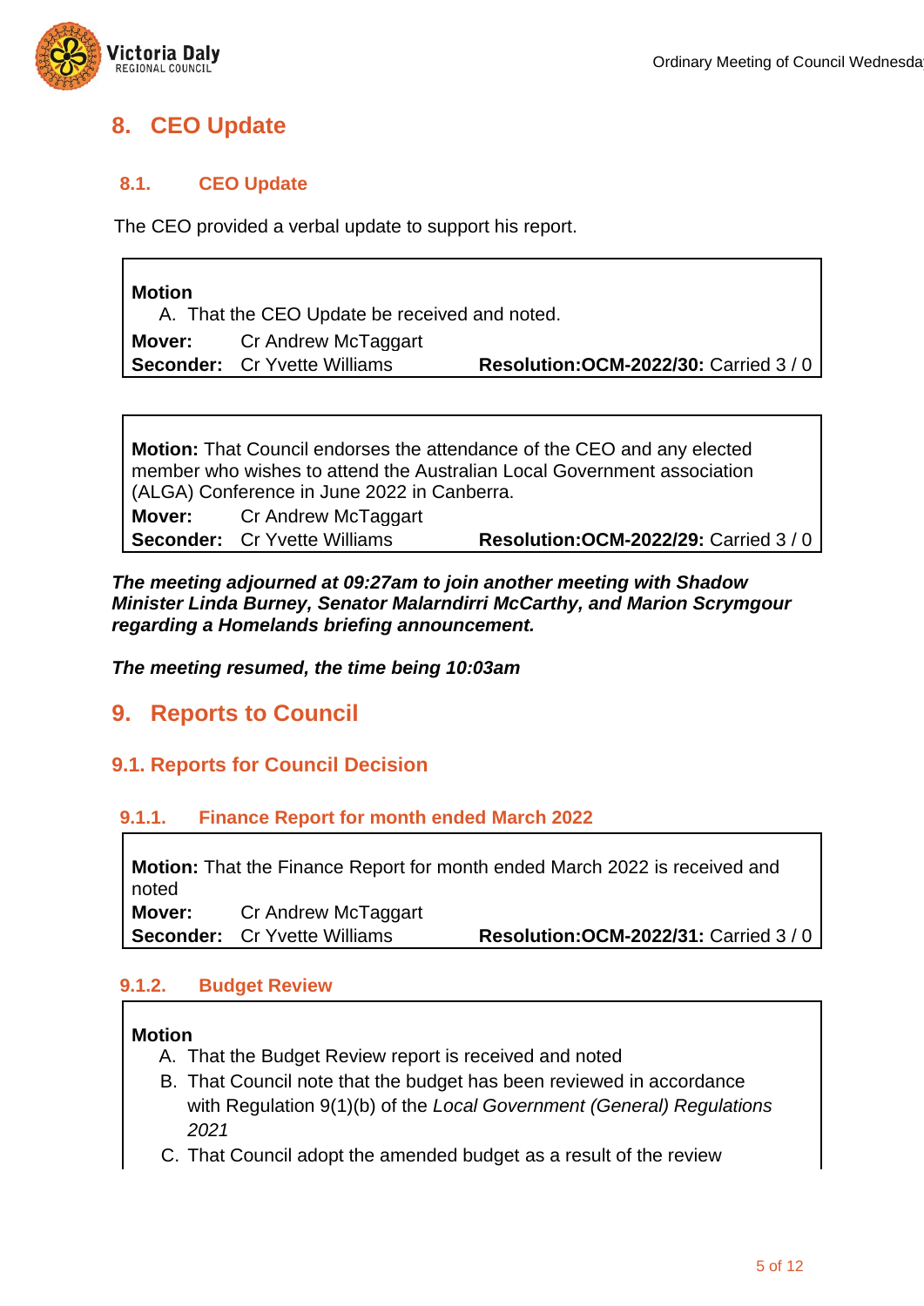# 8. CEO Update

## 8.1. CEO Update

The CEO provided a verbal update to support his report.

**Motion**

A. That the CEO Update be received and noted.

**Mover:** Cr Andrew McTaggart
**Seconder:** Cr Yvette Williams **Resolution:OCM-2022/30:** Carried 3 / 0

**Motion:** That Council endorses the attendance of the CEO and any elected member who wishes to attend the Australian Local Government association (ALGA) Conference in June 2022 in Canberra.

**Mover:** Cr Andrew McTaggart
**Seconder:** Cr Yvette Williams **Resolution:OCM-2022/29:** Carried 3 / 0

***The meeting adjourned at 09:27am to join another meeting with Shadow Minister Linda Burney, Senator Malarndirri McCarthy, and Marion Scrymgour regarding a Homelands briefing announcement.***

***The meeting resumed, the time being 10:03am***

# 9. Reports to Council

## 9.1. Reports for Council Decision

### 9.1.1. Finance Report for month ended March 2022

**Motion:** That the Finance Report for month ended March 2022 is received and noted

**Mover:** Cr Andrew McTaggart
**Seconder:** Cr Yvette Williams **Resolution:OCM-2022/31:** Carried 3 / 0

### 9.1.2. Budget Review

**Motion**

A. That the Budget Review report is received and noted
B. That Council note that the budget has been reviewed in accordance with Regulation 9(1)(b) of the *Local Government (General) Regulations 2021*
C. That Council adopt the amended budget as a result of the review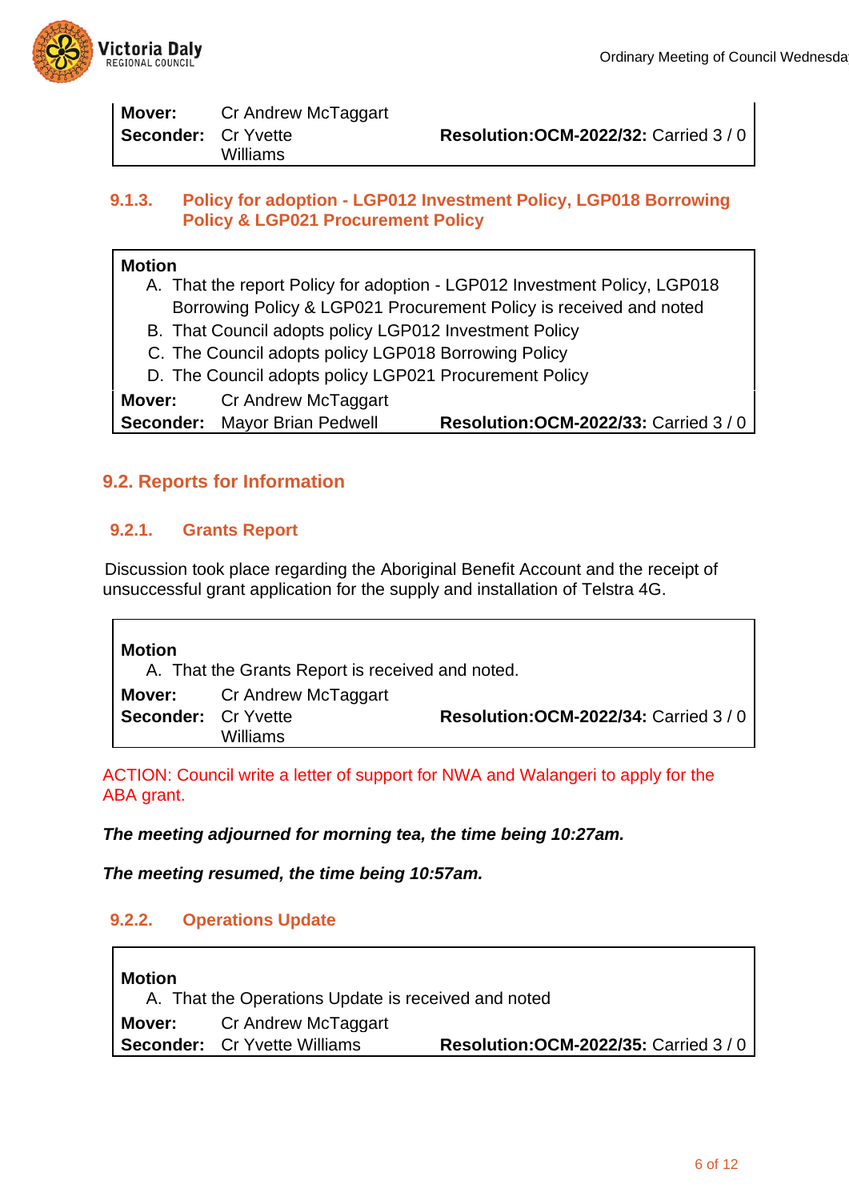| | | |
|---|---|---|
| **Mover:** | Cr Andrew McTaggart | |
| **Seconder:** | Cr Yvette Williams | **Resolution:OCM-2022/32:** Carried 3 / 0 |

### 9.1.3. Policy for adoption - LGP012 Investment Policy, LGP018 Borrowing Policy & LGP021 Procurement Policy

**Motion**

A. That the report Policy for adoption - LGP012 Investment Policy, LGP018 Borrowing Policy & LGP021 Procurement Policy is received and noted
B. That Council adopts policy LGP012 Investment Policy
C. The Council adopts policy LGP018 Borrowing Policy
D. The Council adopts policy LGP021 Procurement Policy

| | | |
|---|---|---|
| **Mover:** | Cr Andrew McTaggart | |
| **Seconder:** | Mayor Brian Pedwell | **Resolution:OCM-2022/33:** Carried 3 / 0 |

## 9.2. Reports for Information

### 9.2.1. Grants Report

Discussion took place regarding the Aboriginal Benefit Account and the receipt of unsuccessful grant application for the supply and installation of Telstra 4G.

**Motion**

A. That the Grants Report is received and noted.

| | | |
|---|---|---|
| **Mover:** | Cr Andrew McTaggart | |
| **Seconder:** | Cr Yvette Williams | **Resolution:OCM-2022/34:** Carried 3 / 0 |

ACTION: Council write a letter of support for NWA and Walangeri to apply for the ABA grant.

***The meeting adjourned for morning tea, the time being 10:27am.***

***The meeting resumed, the time being 10:57am.***

### 9.2.2. Operations Update

**Motion**

A. That the Operations Update is received and noted

| | | |
|---|---|---|
| **Mover:** | Cr Andrew McTaggart | |
| **Seconder:** | Cr Yvette Williams | **Resolution:OCM-2022/35:** Carried 3 / 0 |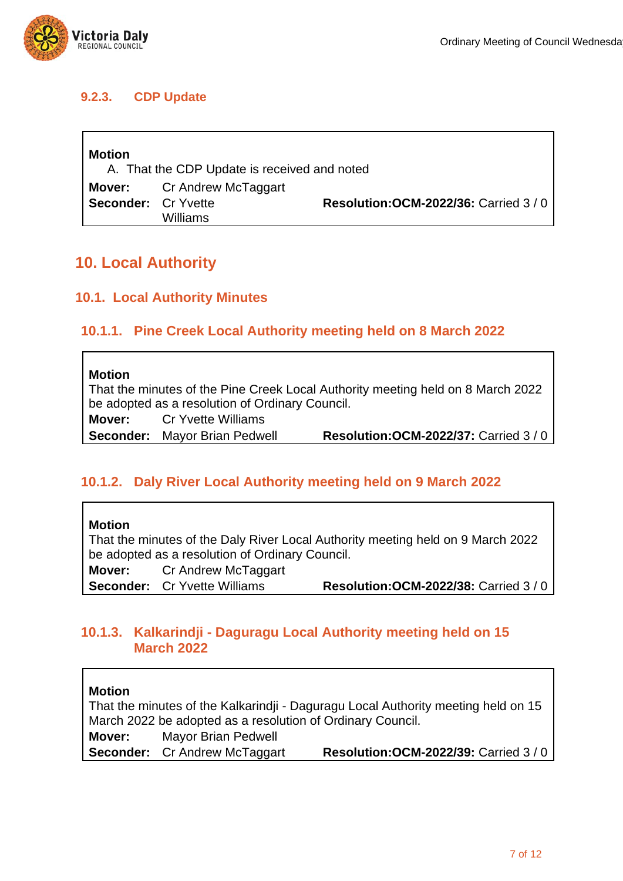### 9.2.3. CDP Update

**Motion**

A. That the CDP Update is received and noted

**Mover:** Cr Andrew McTaggart
**Seconder:** Cr Yvette Williams **Resolution:OCM-2022/36:** Carried 3 / 0

# 10. Local Authority

## 10.1. Local Authority Minutes

### 10.1.1. Pine Creek Local Authority meeting held on 8 March 2022

**Motion**

That the minutes of the Pine Creek Local Authority meeting held on 8 March 2022 be adopted as a resolution of Ordinary Council.

**Mover:** Cr Yvette Williams
**Seconder:** Mayor Brian Pedwell **Resolution:OCM-2022/37:** Carried 3 / 0

### 10.1.2. Daly River Local Authority meeting held on 9 March 2022

**Motion**

That the minutes of the Daly River Local Authority meeting held on 9 March 2022 be adopted as a resolution of Ordinary Council.

**Mover:** Cr Andrew McTaggart
**Seconder:** Cr Yvette Williams **Resolution:OCM-2022/38:** Carried 3 / 0

### 10.1.3. Kalkarindji - Daguragu Local Authority meeting held on 15 March 2022

**Motion**

That the minutes of the Kalkarindji - Daguragu Local Authority meeting held on 15 March 2022 be adopted as a resolution of Ordinary Council.

**Mover:** Mayor Brian Pedwell
**Seconder:** Cr Andrew McTaggart **Resolution:OCM-2022/39:** Carried 3 / 0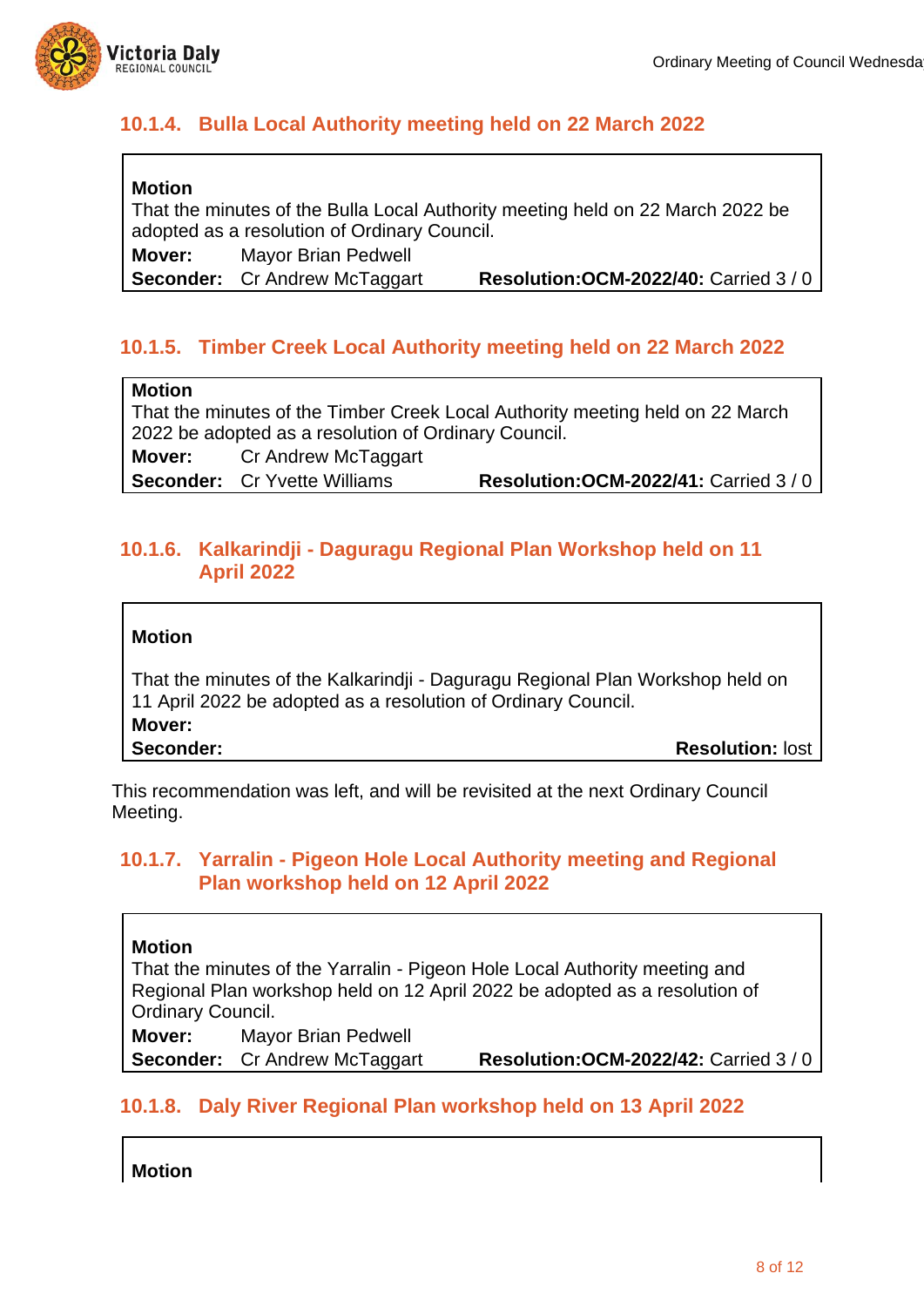### 10.1.4. Bulla Local Authority meeting held on 22 March 2022

**Motion**

That the minutes of the Bulla Local Authority meeting held on 22 March 2022 be adopted as a resolution of Ordinary Council.

**Mover:** Mayor Brian Pedwell

**Seconder:** Cr Andrew McTaggart **Resolution:OCM-2022/40:** Carried 3 / 0

### 10.1.5. Timber Creek Local Authority meeting held on 22 March 2022

**Motion**

That the minutes of the Timber Creek Local Authority meeting held on 22 March 2022 be adopted as a resolution of Ordinary Council.

**Mover:** Cr Andrew McTaggart

**Seconder:** Cr Yvette Williams **Resolution:OCM-2022/41:** Carried 3 / 0

### 10.1.6. Kalkarindji - Daguragu Regional Plan Workshop held on 11 April 2022

**Motion**

That the minutes of the Kalkarindji - Daguragu Regional Plan Workshop held on 11 April 2022 be adopted as a resolution of Ordinary Council.

**Mover:**

**Seconder:** **Resolution:** lost

This recommendation was left, and will be revisited at the next Ordinary Council Meeting.

### 10.1.7. Yarralin - Pigeon Hole Local Authority meeting and Regional Plan workshop held on 12 April 2022

**Motion**

That the minutes of the Yarralin - Pigeon Hole Local Authority meeting and Regional Plan workshop held on 12 April 2022 be adopted as a resolution of Ordinary Council.

**Mover:** Mayor Brian Pedwell

**Seconder:** Cr Andrew McTaggart **Resolution:OCM-2022/42:** Carried 3 / 0

### 10.1.8. Daly River Regional Plan workshop held on 13 April 2022

**Motion**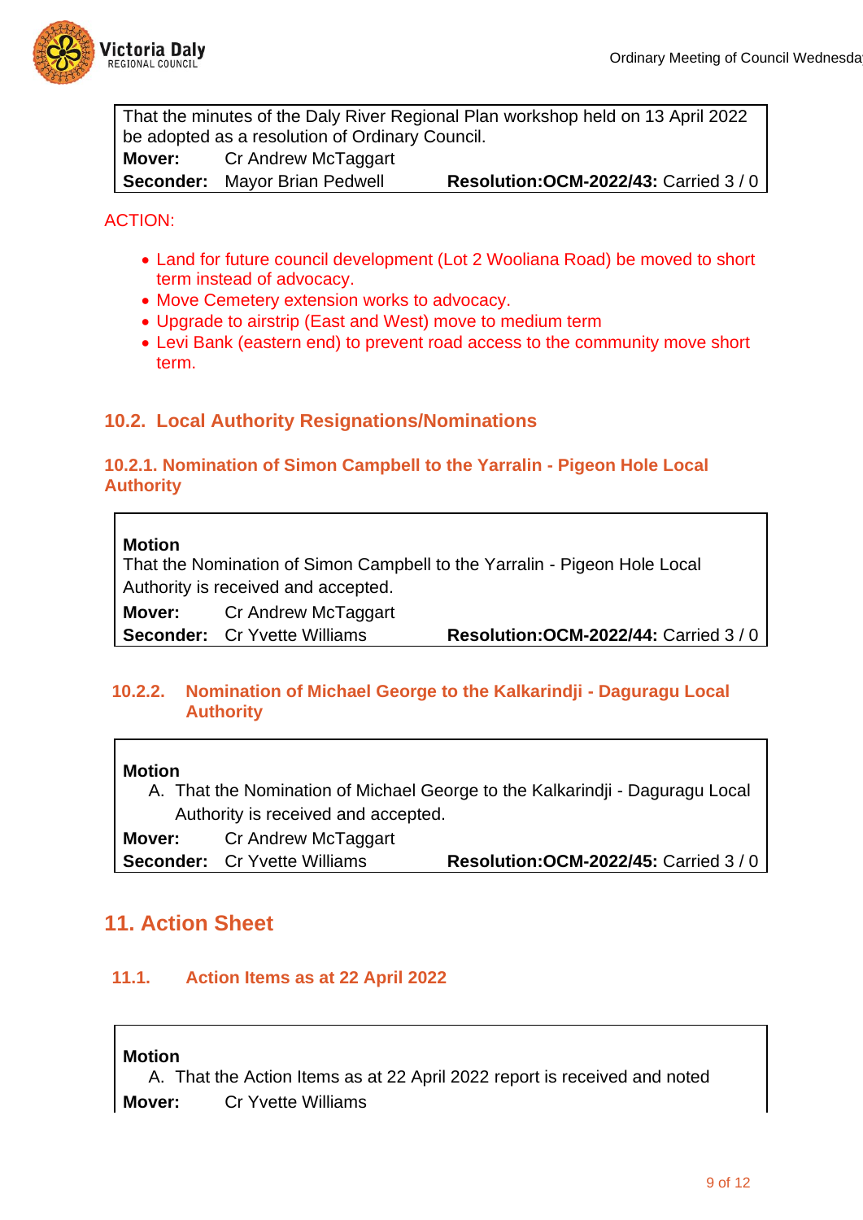That the minutes of the Daly River Regional Plan workshop held on 13 April 2022 be adopted as a resolution of Ordinary Council.

**Mover:** Cr Andrew McTaggart
**Seconder:** Mayor Brian Pedwell **Resolution:OCM-2022/43:** Carried 3 / 0

ACTION:

- Land for future council development (Lot 2 Wooliana Road) be moved to short term instead of advocacy.
- Move Cemetery extension works to advocacy.
- Upgrade to airstrip (East and West) move to medium term
- Levi Bank (eastern end) to prevent road access to the community move short term.

## 10.2. Local Authority Resignations/Nominations

### 10.2.1. Nomination of Simon Campbell to the Yarralin - Pigeon Hole Local Authority

**Motion**
That the Nomination of Simon Campbell to the Yarralin - Pigeon Hole Local Authority is received and accepted.

**Mover:** Cr Andrew McTaggart
**Seconder:** Cr Yvette Williams **Resolution:OCM-2022/44:** Carried 3 / 0

### 10.2.2. Nomination of Michael George to the Kalkarindji - Daguragu Local Authority

**Motion**

A. That the Nomination of Michael George to the Kalkarindji - Daguragu Local Authority is received and accepted.

**Mover:** Cr Andrew McTaggart
**Seconder:** Cr Yvette Williams **Resolution:OCM-2022/45:** Carried 3 / 0

# 11. Action Sheet

### 11.1. Action Items as at 22 April 2022

**Motion**

A. That the Action Items as at 22 April 2022 report is received and noted

**Mover:** Cr Yvette Williams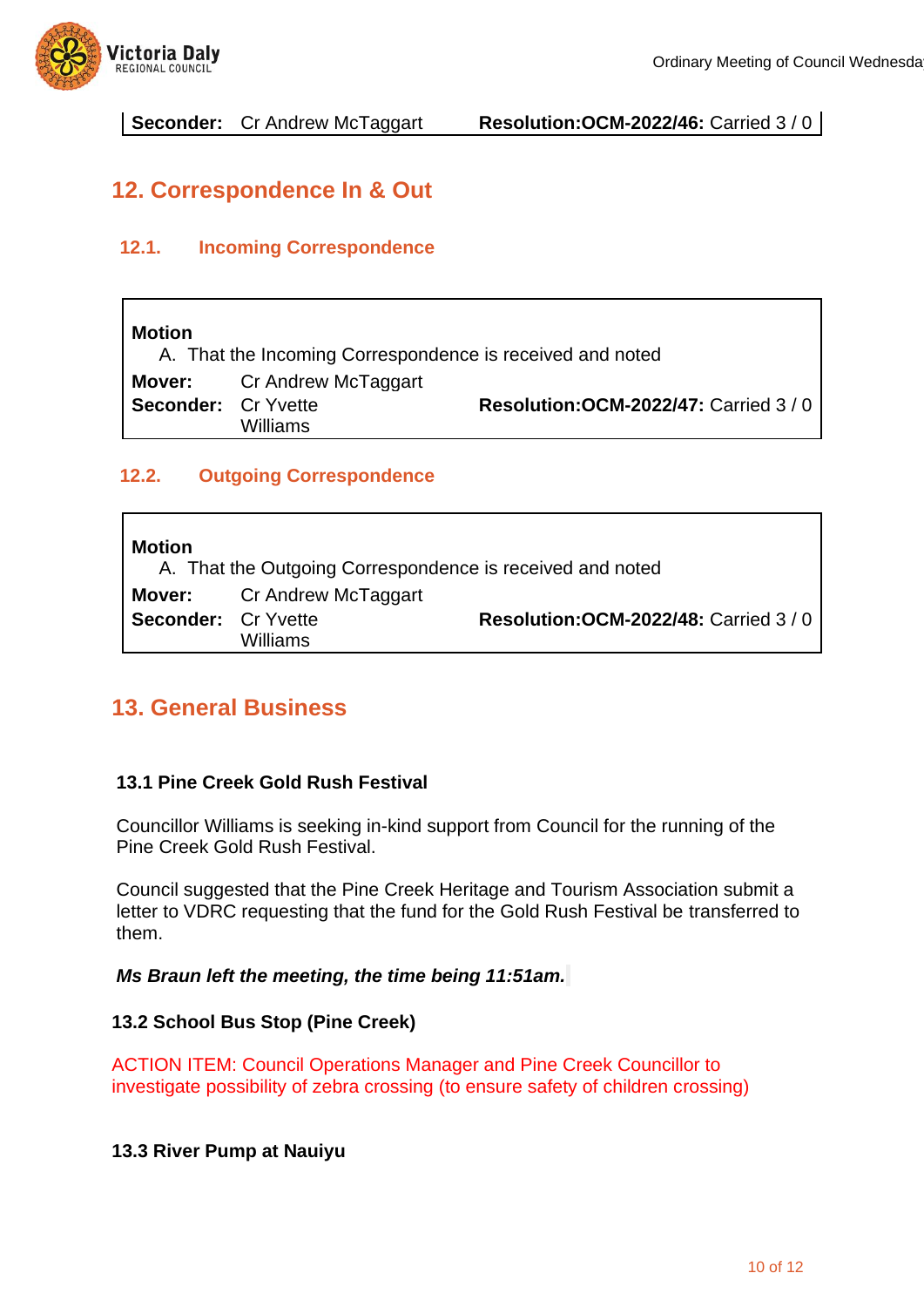| **Seconder:** Cr Andrew McTaggart | **Resolution:OCM-2022/46:** Carried 3 / 0 |
| --- | --- |

## 12. Correspondence In & Out

### 12.1. Incoming Correspondence

**Motion**

A. That the Incoming Correspondence is received and noted

**Mover:** Cr Andrew McTaggart
**Seconder:** Cr Yvette Williams — **Resolution:OCM-2022/47:** Carried 3 / 0

### 12.2. Outgoing Correspondence

**Motion**

A. That the Outgoing Correspondence is received and noted

**Mover:** Cr Andrew McTaggart
**Seconder:** Cr Yvette Williams — **Resolution:OCM-2022/48:** Carried 3 / 0

## 13. General Business

### 13.1 Pine Creek Gold Rush Festival

Councillor Williams is seeking in-kind support from Council for the running of the Pine Creek Gold Rush Festival.

Council suggested that the Pine Creek Heritage and Tourism Association submit a letter to VDRC requesting that the fund for the Gold Rush Festival be transferred to them.

***Ms Braun left the meeting, the time being 11:51am.***

### 13.2 School Bus Stop (Pine Creek)

ACTION ITEM: Council Operations Manager and Pine Creek Councillor to investigate possibility of zebra crossing (to ensure safety of children crossing)

### 13.3 River Pump at Nauiyu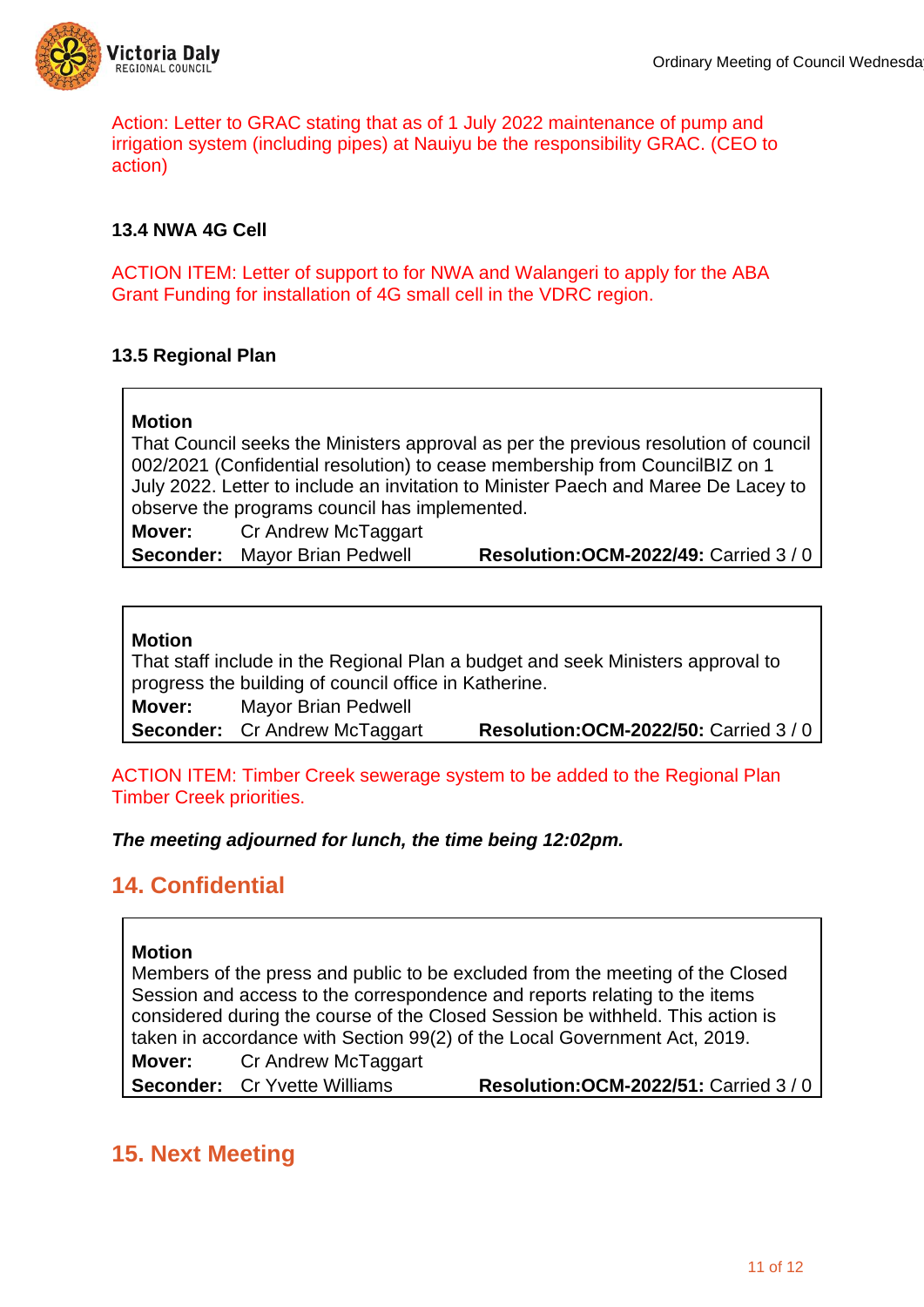Action: Letter to GRAC stating that as of 1 July 2022 maintenance of pump and irrigation system (including pipes) at Nauiyu be the responsibility GRAC. (CEO to action)

### 13.4 NWA 4G Cell

ACTION ITEM: Letter of support to for NWA and Walangeri to apply for the ABA Grant Funding for installation of 4G small cell in the VDRC region.

### 13.5 Regional Plan

**Motion**
That Council seeks the Ministers approval as per the previous resolution of council 002/2021 (Confidential resolution) to cease membership from CouncilBIZ on 1 July 2022. Letter to include an invitation to Minister Paech and Maree De Lacey to observe the programs council has implemented.
**Mover:** Cr Andrew McTaggart
**Seconder:** Mayor Brian Pedwell **Resolution:OCM-2022/49:** Carried 3 / 0

**Motion**
That staff include in the Regional Plan a budget and seek Ministers approval to progress the building of council office in Katherine.
**Mover:** Mayor Brian Pedwell
**Seconder:** Cr Andrew McTaggart **Resolution:OCM-2022/50:** Carried 3 / 0

ACTION ITEM: Timber Creek sewerage system to be added to the Regional Plan Timber Creek priorities.

***The meeting adjourned for lunch, the time being 12:02pm.***

## 14. Confidential

**Motion**
Members of the press and public to be excluded from the meeting of the Closed Session and access to the correspondence and reports relating to the items considered during the course of the Closed Session be withheld. This action is taken in accordance with Section 99(2) of the Local Government Act, 2019.
**Mover:** Cr Andrew McTaggart
**Seconder:** Cr Yvette Williams **Resolution:OCM-2022/51:** Carried 3 / 0

## 15. Next Meeting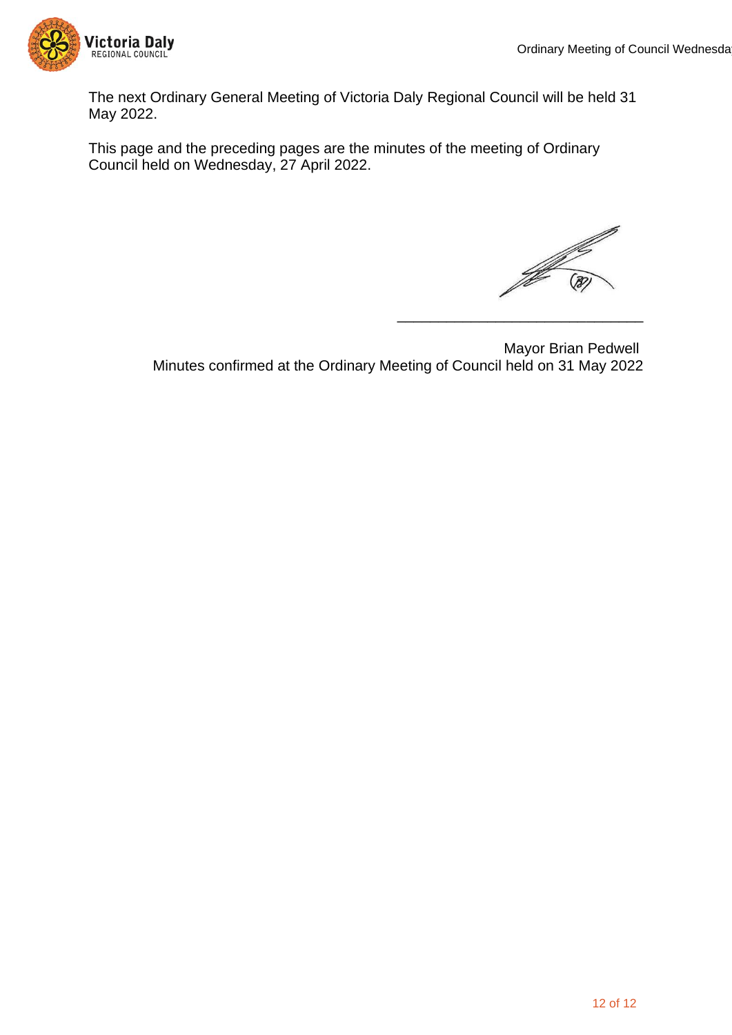The next Ordinary General Meeting of Victoria Daly Regional Council will be held 31 May 2022.

This page and the preceding pages are the minutes of the meeting of Ordinary Council held on Wednesday, 27 April 2022.

\_\_\_\_\_\_\_\_\_\_\_\_\_\_\_\_\_\_\_\_\_\_\_\_\_\_\_\_\_\_\_\_

Mayor Brian Pedwell

Minutes confirmed at the Ordinary Meeting of Council held on 31 May 2022